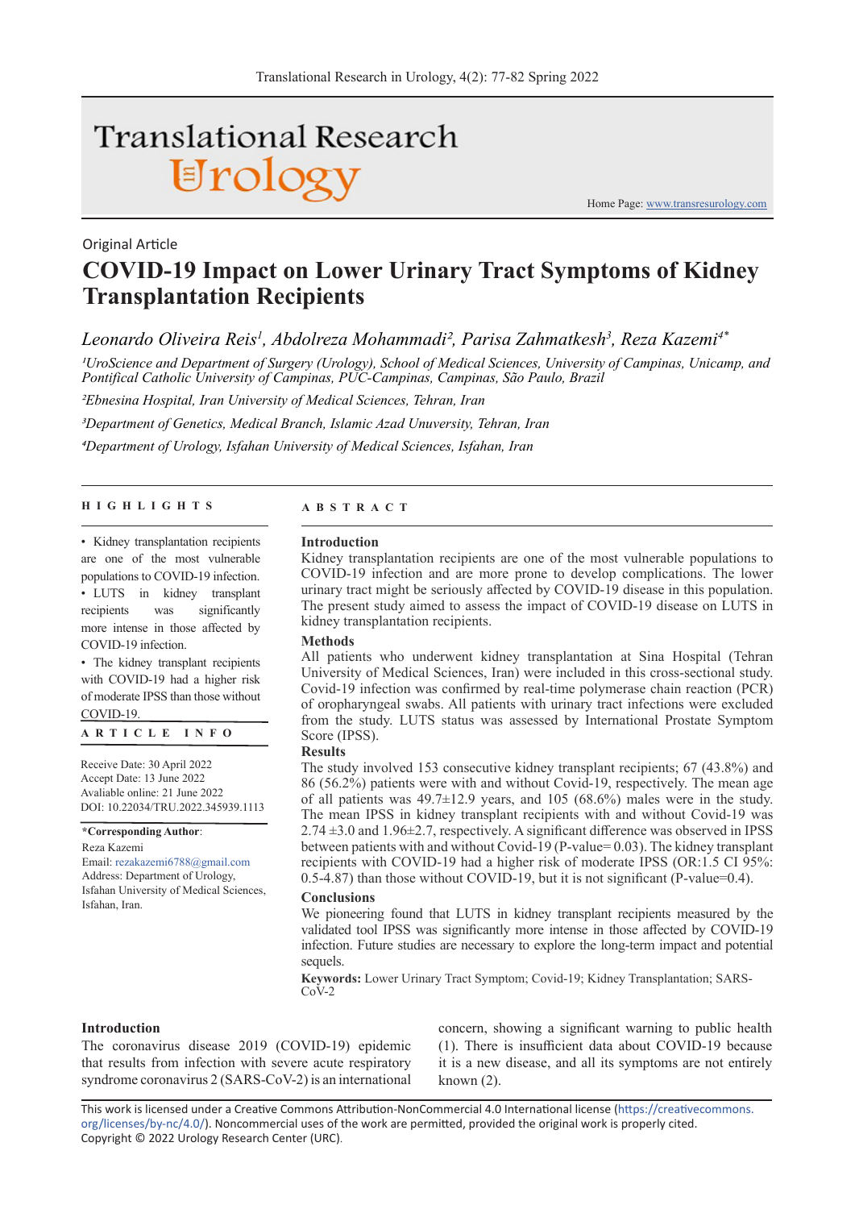Original Article

# COVID-19 Impact on Lower Urinary Tract Symptoms of Kidney Transplantation Recipients

*Leonardo Oliveira Reis[1], Abdolreza Mohammadi[2], Parisa Zahmatkesh[3], Reza Kazemi[4*]*

*[1]UroScience and Department of Surgery (Urology), School of Medical Sciences, University of Campinas, Unicamp, and Pontifical Catholic University of Campinas, PUC-Campinas, Campinas, São Paulo, Brazil*

*[2]Ebnesina Hospital, Iran University of Medical Sciences, Tehran, Iran*

*[3]Department of Genetics, Medical Branch, Islamic Azad Unuversity, Tehran, Iran*

*[4]Department of Urology, Isfahan University of Medical Sciences, Isfahan, Iran*

## HIGHLIGHTS

- Kidney transplantation recipients are one of the most vulnerable populations to COVID-19 infection.
- LUTS in kidney transplant recipients was significantly more intense in those affected by COVID-19 infection.
- The kidney transplant recipients with COVID-19 had a higher risk of moderate IPSS than those without COVID-19.

## ARTICLE INFO

Receive Date: 30 April 2022
Accept Date: 13 June 2022
Avaliable online: 21 June 2022
DOI: 10.22034/TRU.2022.345939.1113

**\*Corresponding Author**:
Reza Kazemi
Email: rezakazemi6788@gmail.com
Address: Department of Urology, Isfahan University of Medical Sciences, Isfahan, Iran.

## ABSTRACT

### Introduction

Kidney transplantation recipients are one of the most vulnerable populations to COVID-19 infection and are more prone to develop complications. The lower urinary tract might be seriously affected by COVID-19 disease in this population. The present study aimed to assess the impact of COVID-19 disease on LUTS in kidney transplantation recipients.

### Methods

All patients who underwent kidney transplantation at Sina Hospital (Tehran University of Medical Sciences, Iran) were included in this cross-sectional study. Covid-19 infection was confirmed by real-time polymerase chain reaction (PCR) of oropharyngeal swabs. All patients with urinary tract infections were excluded from the study. LUTS status was assessed by International Prostate Symptom Score (IPSS).

### Results

The study involved 153 consecutive kidney transplant recipients; 67 (43.8%) and 86 (56.2%) patients were with and without Covid-19, respectively. The mean age of all patients was 49.7±12.9 years, and 105 (68.6%) males were in the study. The mean IPSS in kidney transplant recipients with and without Covid-19 was 2.74 ±3.0 and 1.96±2.7, respectively. A significant difference was observed in IPSS between patients with and without Covid-19 (P-value= 0.03). The kidney transplant recipients with COVID-19 had a higher risk of moderate IPSS (OR:1.5 CI 95%: 0.5-4.87) than those without COVID-19, but it is not significant (P-value=0.4).

### Conclusions

We pioneering found that LUTS in kidney transplant recipients measured by the validated tool IPSS was significantly more intense in those affected by COVID-19 infection. Future studies are necessary to explore the long-term impact and potential sequels.

**Keywords:** Lower Urinary Tract Symptom; Covid-19; Kidney Transplantation; SARS-CoV-2

## Introduction

The coronavirus disease 2019 (COVID-19) epidemic that results from infection with severe acute respiratory syndrome coronavirus 2 (SARS-CoV-2) is an international concern, showing a significant warning to public health (1). There is insufficient data about COVID-19 because it is a new disease, and all its symptoms are not entirely known (2).

This work is licensed under a Creative Commons Attribution-NonCommercial 4.0 International license (https://creativecommons.org/licenses/by-nc/4.0/). Noncommercial uses of the work are permitted, provided the original work is properly cited.
Copyright © 2022 Urology Research Center (URC).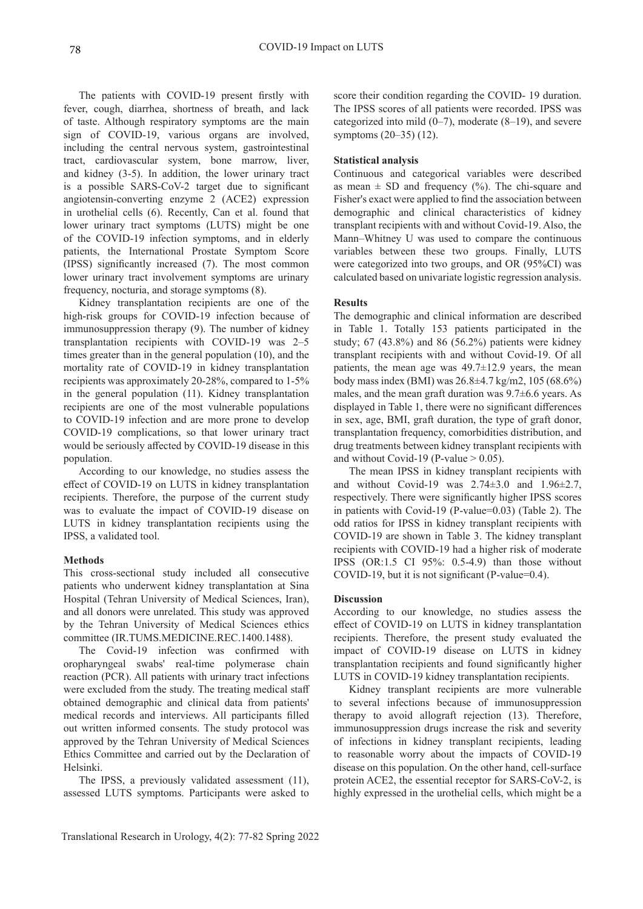The patients with COVID-19 present firstly with fever, cough, diarrhea, shortness of breath, and lack of taste. Although respiratory symptoms are the main sign of COVID-19, various organs are involved, including the central nervous system, gastrointestinal tract, cardiovascular system, bone marrow, liver, and kidney (3-5). In addition, the lower urinary tract is a possible SARS-CoV-2 target due to significant angiotensin-converting enzyme 2 (ACE2) expression in urothelial cells (6). Recently, Can et al. found that lower urinary tract symptoms (LUTS) might be one of the COVID-19 infection symptoms, and in elderly patients, the International Prostate Symptom Score (IPSS) significantly increased (7). The most common lower urinary tract involvement symptoms are urinary frequency, nocturia, and storage symptoms (8).

Kidney transplantation recipients are one of the high-risk groups for COVID-19 infection because of immunosuppression therapy (9). The number of kidney transplantation recipients with COVID-19 was 2–5 times greater than in the general population (10), and the mortality rate of COVID-19 in kidney transplantation recipients was approximately 20-28%, compared to 1-5% in the general population (11). Kidney transplantation recipients are one of the most vulnerable populations to COVID-19 infection and are more prone to develop COVID-19 complications, so that lower urinary tract would be seriously affected by COVID-19 disease in this population.

According to our knowledge, no studies assess the effect of COVID-19 on LUTS in kidney transplantation recipients. Therefore, the purpose of the current study was to evaluate the impact of COVID-19 disease on LUTS in kidney transplantation recipients using the IPSS, a validated tool.

### Methods

This cross-sectional study included all consecutive patients who underwent kidney transplantation at Sina Hospital (Tehran University of Medical Sciences, Iran), and all donors were unrelated. This study was approved by the Tehran University of Medical Sciences ethics committee (IR.TUMS.MEDICINE.REC.1400.1488).

The Covid-19 infection was confirmed with oropharyngeal swabs' real-time polymerase chain reaction (PCR). All patients with urinary tract infections were excluded from the study. The treating medical staff obtained demographic and clinical data from patients' medical records and interviews. All participants filled out written informed consents. The study protocol was approved by the Tehran University of Medical Sciences Ethics Committee and carried out by the Declaration of Helsinki.

The IPSS, a previously validated assessment (11), assessed LUTS symptoms. Participants were asked to score their condition regarding the COVID- 19 duration. The IPSS scores of all patients were recorded. IPSS was categorized into mild (0–7), moderate (8–19), and severe symptoms (20–35) (12).

### Statistical analysis

Continuous and categorical variables were described as mean ± SD and frequency (%). The chi-square and Fisher's exact were applied to find the association between demographic and clinical characteristics of kidney transplant recipients with and without Covid-19. Also, the Mann–Whitney U was used to compare the continuous variables between these two groups. Finally, LUTS were categorized into two groups, and OR (95%CI) was calculated based on univariate logistic regression analysis.

### Results

The demographic and clinical information are described in Table 1. Totally 153 patients participated in the study; 67 (43.8%) and 86 (56.2%) patients were kidney transplant recipients with and without Covid-19. Of all patients, the mean age was 49.7±12.9 years, the mean body mass index (BMI) was 26.8±4.7 kg/m2, 105 (68.6%) males, and the mean graft duration was 9.7±6.6 years. As displayed in Table 1, there were no significant differences in sex, age, BMI, graft duration, the type of graft donor, transplantation frequency, comorbidities distribution, and drug treatments between kidney transplant recipients with and without Covid-19 (P-value > 0.05).

The mean IPSS in kidney transplant recipients with and without Covid-19 was 2.74±3.0 and 1.96±2.7, respectively. There were significantly higher IPSS scores in patients with Covid-19 (P-value=0.03) (Table 2). The odd ratios for IPSS in kidney transplant recipients with COVID-19 are shown in Table 3. The kidney transplant recipients with COVID-19 had a higher risk of moderate IPSS (OR:1.5 CI 95%: 0.5-4.9) than those without COVID-19, but it is not significant (P-value=0.4).

### Discussion

According to our knowledge, no studies assess the effect of COVID-19 on LUTS in kidney transplantation recipients. Therefore, the present study evaluated the impact of COVID-19 disease on LUTS in kidney transplantation recipients and found significantly higher LUTS in COVID-19 kidney transplantation recipients.

Kidney transplant recipients are more vulnerable to several infections because of immunosuppression therapy to avoid allograft rejection (13). Therefore, immunosuppression drugs increase the risk and severity of infections in kidney transplant recipients, leading to reasonable worry about the impacts of COVID-19 disease on this population. On the other hand, cell-surface protein ACE2, the essential receptor for SARS-CoV-2, is highly expressed in the urothelial cells, which might be a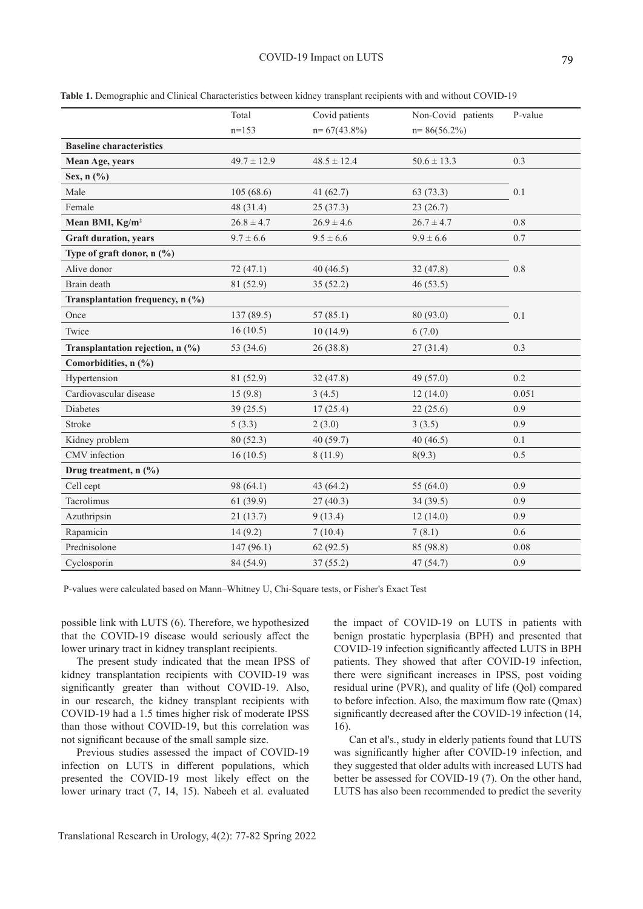**Table 1.** Demographic and Clinical Characteristics between kidney transplant recipients with and without COVID-19

| | Total n=153 | Covid patients n= 67(43.8%) | Non-Covid patients n= 86(56.2%) | P-value |
|---|---|---|---|---|
| **Baseline characteristics** | | | | |
| **Mean Age, years** | 49.7 ± 12.9 | 48.5 ± 12.4 | 50.6 ± 13.3 | 0.3 |
| **Sex, n (%)** | | | | |
| Male | 105 (68.6) | 41 (62.7) | 63 (73.3) | 0.1 |
| Female | 48 (31.4) | 25 (37.3) | 23 (26.7) | |
| **Mean BMI, Kg/m²** | 26.8 ± 4.7 | 26.9 ± 4.6 | 26.7 ± 4.7 | 0.8 |
| **Graft duration, years** | 9.7 ± 6.6 | 9.5 ± 6.6 | 9.9 ± 6.6 | 0.7 |
| **Type of graft donor, n (%)** | | | | |
| Alive donor | 72 (47.1) | 40 (46.5) | 32 (47.8) | 0.8 |
| Brain death | 81 (52.9) | 35 (52.2) | 46 (53.5) | |
| **Transplantation frequency, n (%)** | | | | |
| Once | 137 (89.5) | 57 (85.1) | 80 (93.0) | 0.1 |
| Twice | 16 (10.5) | 10 (14.9) | 6 (7.0) | |
| **Transplantation rejection, n (%)** | 53 (34.6) | 26 (38.8) | 27 (31.4) | 0.3 |
| **Comorbidities, n (%)** | | | | |
| Hypertension | 81 (52.9) | 32 (47.8) | 49 (57.0) | 0.2 |
| Cardiovascular disease | 15 (9.8) | 3 (4.5) | 12 (14.0) | 0.051 |
| Diabetes | 39 (25.5) | 17 (25.4) | 22 (25.6) | 0.9 |
| Stroke | 5 (3.3) | 2 (3.0) | 3 (3.5) | 0.9 |
| Kidney problem | 80 (52.3) | 40 (59.7) | 40 (46.5) | 0.1 |
| CMV infection | 16 (10.5) | 8 (11.9) | 8(9.3) | 0.5 |
| **Drug treatment, n (%)** | | | | |
| Cell cept | 98 (64.1) | 43 (64.2) | 55 (64.0) | 0.9 |
| Tacrolimus | 61 (39.9) | 27 (40.3) | 34 (39.5) | 0.9 |
| Azuthripsin | 21 (13.7) | 9 (13.4) | 12 (14.0) | 0.9 |
| Rapamicin | 14 (9.2) | 7 (10.4) | 7 (8.1) | 0.6 |
| Prednisolone | 147 (96.1) | 62 (92.5) | 85 (98.8) | 0.08 |
| Cyclosporin | 84 (54.9) | 37 (55.2) | 47 (54.7) | 0.9 |

P-values were calculated based on Mann–Whitney U, Chi-Square tests, or Fisher's Exact Test

possible link with LUTS (6). Therefore, we hypothesized that the COVID-19 disease would seriously affect the lower urinary tract in kidney transplant recipients.

The present study indicated that the mean IPSS of kidney transplantation recipients with COVID-19 was significantly greater than without COVID-19. Also, in our research, the kidney transplant recipients with COVID-19 had a 1.5 times higher risk of moderate IPSS than those without COVID-19, but this correlation was not significant because of the small sample size.

Previous studies assessed the impact of COVID-19 infection on LUTS in different populations, which presented the COVID-19 most likely effect on the lower urinary tract (7, 14, 15). Nabeeh et al. evaluated the impact of COVID-19 on LUTS in patients with benign prostatic hyperplasia (BPH) and presented that COVID-19 infection significantly affected LUTS in BPH patients. They showed that after COVID-19 infection, there were significant increases in IPSS, post voiding residual urine (PVR), and quality of life (Qol) compared to before infection. Also, the maximum flow rate (Qmax) significantly decreased after the COVID-19 infection (14, 16).

Can et al's., study in elderly patients found that LUTS was significantly higher after COVID-19 infection, and they suggested that older adults with increased LUTS had better be assessed for COVID-19 (7). On the other hand, LUTS has also been recommended to predict the severity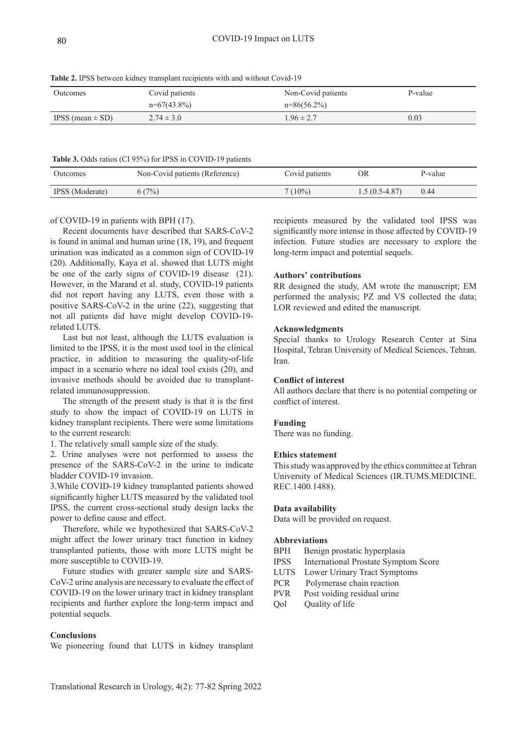**Table 2.** IPSS between kidney transplant recipients with and without Covid-19

| Outcomes | Covid patients n=67(43.8%) | Non-Covid patients n=86(56.2%) | P-value |
|---|---|---|---|
| IPSS (mean ± SD) | 2.74 ± 3.0 | 1.96 ± 2.7 | 0.03 |

**Table 3.** Odds ratios (CI 95%) for IPSS in COVID-19 patients

| Outcomes | Non-Covid patients (Reference) | Covid patients | OR | P-value |
|---|---|---|---|---|
| IPSS (Moderate) | 6 (7%) | 7 (10%) | 1.5 (0.5-4.87) | 0.44 |

of COVID-19 in patients with BPH (17).

Recent documents have described that SARS-CoV-2 is found in animal and human urine (18, 19), and frequent urination was indicated as a common sign of COVID-19 (20). Additionally, Kaya et al. showed that LUTS might be one of the early signs of COVID-19 disease (21). However, in the Marand et al. study, COVID-19 patients did not report having any LUTS, even those with a positive SARS-CoV-2 in the urine (22), suggesting that not all patients did have might develop COVID-19-related LUTS.

Last but not least, although the LUTS evaluation is limited to the IPSS, it is the most used tool in the clinical practice, in addition to measuring the quality-of-life impact in a scenario where no ideal tool exists (20), and invasive methods should be avoided due to transplant-related immunosuppression.

The strength of the present study is that it is the first study to show the impact of COVID-19 on LUTS in kidney transplant recipients. There were some limitations to the current research:

1. The relatively small sample size of the study.
2. Urine analyses were not performed to assess the presence of the SARS-CoV-2 in the urine to indicate bladder COVID-19 invasion.
3. While COVID-19 kidney transplanted patients showed significantly higher LUTS measured by the validated tool IPSS, the current cross-sectional study design lacks the power to define cause and effect.

Therefore, while we hypothesized that SARS-CoV-2 might affect the lower urinary tract function in kidney transplanted patients, those with more LUTS might be more susceptible to COVID-19.

Future studies with greater sample size and SARS-CoV-2 urine analysis are necessary to evaluate the effect of COVID-19 on the lower urinary tract in kidney transplant recipients and further explore the long-term impact and potential sequels.

### Conclusions

We pioneering found that LUTS in kidney transplant recipients measured by the validated tool IPSS was significantly more intense in those affected by COVID-19 infection. Future studies are necessary to explore the long-term impact and potential sequels.

### Authors' contributions

RR designed the study, AM wrote the manuscript; EM performed the analysis; PZ and VS collected the data; LOR reviewed and edited the manuscript.

### Acknowledgments

Special thanks to Urology Research Center at Sina Hospital, Tehran University of Medical Sciences, Tehran. Iran.

### Conflict of interest

All authors declare that there is no potential competing or conflict of interest.

### Funding

There was no funding.

### Ethics statement

This study was approved by the ethics committee at Tehran University of Medical Sciences (IR.TUMS.MEDICINE.REC.1400.1488).

### Data availability

Data will be provided on request.

### Abbreviations

- BPH Benign prostatic hyperplasia
- IPSS International Prostate Symptom Score
- LUTS Lower Urinary Tract Symptoms
- PCR Polymerase chain reaction
- PVR Post voiding residual urine
- Qol Quality of life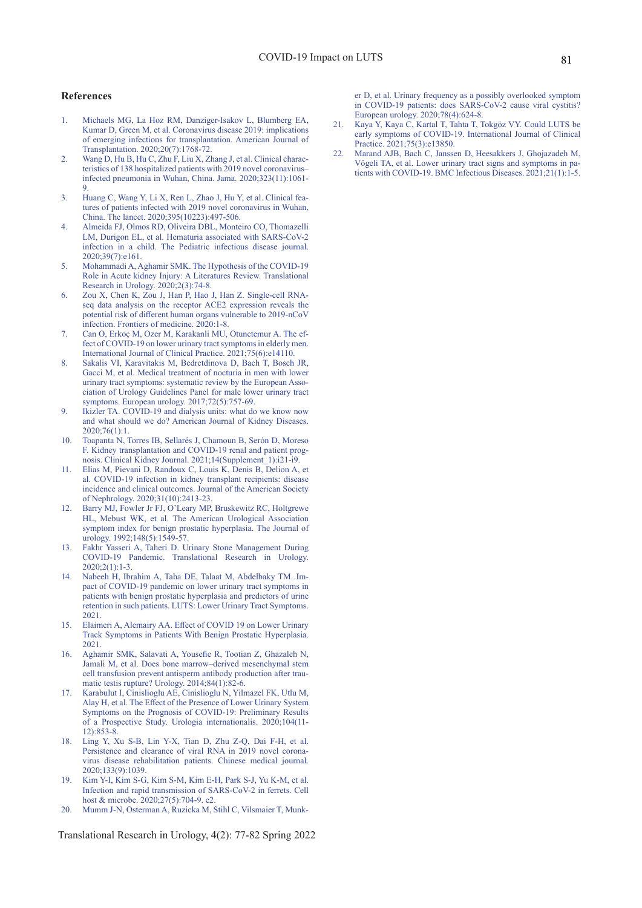## References

1. Michaels MG, La Hoz RM, Danziger-Isakov L, Blumberg EA, Kumar D, Green M, et al. Coronavirus disease 2019: implications of emerging infections for transplantation. American Journal of Transplantation. 2020;20(7):1768-72.
2. Wang D, Hu B, Hu C, Zhu F, Liu X, Zhang J, et al. Clinical characteristics of 138 hospitalized patients with 2019 novel coronavirus–infected pneumonia in Wuhan, China. Jama. 2020;323(11):1061-9.
3. Huang C, Wang Y, Li X, Ren L, Zhao J, Hu Y, et al. Clinical features of patients infected with 2019 novel coronavirus in Wuhan, China. The lancet. 2020;395(10223):497-506.
4. Almeida FJ, Olmos RD, Oliveira DBL, Monteiro CO, Thomazelli LM, Durigon EL, et al. Hematuria associated with SARS-CoV-2 infection in a child. The Pediatric infectious disease journal. 2020;39(7):e161.
5. Mohammadi A, Aghamir SMK. The Hypothesis of the COVID-19 Role in Acute kidney Injury: A Literatures Review. Translational Research in Urology. 2020;2(3):74-8.
6. Zou X, Chen K, Zou J, Han P, Hao J, Han Z. Single-cell RNA-seq data analysis on the receptor ACE2 expression reveals the potential risk of different human organs vulnerable to 2019-nCoV infection. Frontiers of medicine. 2020:1-8.
7. Can O, Erkoç M, Ozer M, Karakanli MU, Otunctemur A. The effect of COVID-19 on lower urinary tract symptoms in elderly men. International Journal of Clinical Practice. 2021;75(6):e14110.
8. Sakalis VI, Karavitakis M, Bedretdinova D, Bach T, Bosch JR, Gacci M, et al. Medical treatment of nocturia in men with lower urinary tract symptoms: systematic review by the European Association of Urology Guidelines Panel for male lower urinary tract symptoms. European urology. 2017;72(5):757-69.
9. Ikizler TA. COVID-19 and dialysis units: what do we know now and what should we do? American Journal of Kidney Diseases. 2020;76(1):1.
10. Toapanta N, Torres IB, Sellarés J, Chamoun B, Serón D, Moreso F. Kidney transplantation and COVID-19 renal and patient prognosis. Clinical Kidney Journal. 2021;14(Supplement_1):i21-i9.
11. Elias M, Pievani D, Randoux C, Louis K, Denis B, Delion A, et al. COVID-19 infection in kidney transplant recipients: disease incidence and clinical outcomes. Journal of the American Society of Nephrology. 2020;31(10):2413-23.
12. Barry MJ, Fowler Jr FJ, O'Leary MP, Bruskewitz RC, Holtgrewe HL, Mebust WK, et al. The American Urological Association symptom index for benign prostatic hyperplasia. The Journal of urology. 1992;148(5):1549-57.
13. Fakhr Yasseri A, Taheri D. Urinary Stone Management During COVID-19 Pandemic. Translational Research in Urology. 2020;2(1):1-3.
14. Nabeeh H, Ibrahim A, Taha DE, Talaat M, Abdelbaky TM. Impact of COVID-19 pandemic on lower urinary tract symptoms in patients with benign prostatic hyperplasia and predictors of urine retention in such patients. LUTS: Lower Urinary Tract Symptoms. 2021.
15. Elaimeri A, Alemairy AA. Effect of COVID 19 on Lower Urinary Track Symptoms in Patients With Benign Prostatic Hyperplasia. 2021.
16. Aghamir SMK, Salavati A, Yousefie R, Tootian Z, Ghazaleh N, Jamali M, et al. Does bone marrow–derived mesenchymal stem cell transfusion prevent antisperm antibody production after traumatic testis rupture? Urology. 2014;84(1):82-6.
17. Karabulut I, Cinislioglu AE, Cinislioglu N, Yilmazel FK, Utlu M, Alay H, et al. The Effect of the Presence of Lower Urinary System Symptoms on the Prognosis of COVID-19: Preliminary Results of a Prospective Study. Urologia internationalis. 2020;104(11-12):853-8.
18. Ling Y, Xu S-B, Lin Y-X, Tian D, Zhu Z-Q, Dai F-H, et al. Persistence and clearance of viral RNA in 2019 novel coronavirus disease rehabilitation patients. Chinese medical journal. 2020;133(9):1039.
19. Kim Y-I, Kim S-G, Kim S-M, Kim E-H, Park S-J, Yu K-M, et al. Infection and rapid transmission of SARS-CoV-2 in ferrets. Cell host & microbe. 2020;27(5):704-9. e2.
20. Mumm J-N, Osterman A, Ruzicka M, Stihl C, Vilsmaier T, Munker D, et al. Urinary frequency as a possibly overlooked symptom in COVID-19 patients: does SARS-CoV-2 cause viral cystitis? European urology. 2020;78(4):624-8.
21. Kaya Y, Kaya C, Kartal T, Tahta T, Tokgöz VY. Could LUTS be early symptoms of COVID-19. International Journal of Clinical Practice. 2021;75(3):e13850.
22. Marand AJB, Bach C, Janssen D, Heesakkers J, Ghojazadeh M, Vögeli TA, et al. Lower urinary tract signs and symptoms in patients with COVID-19. BMC Infectious Diseases. 2021;21(1):1-5.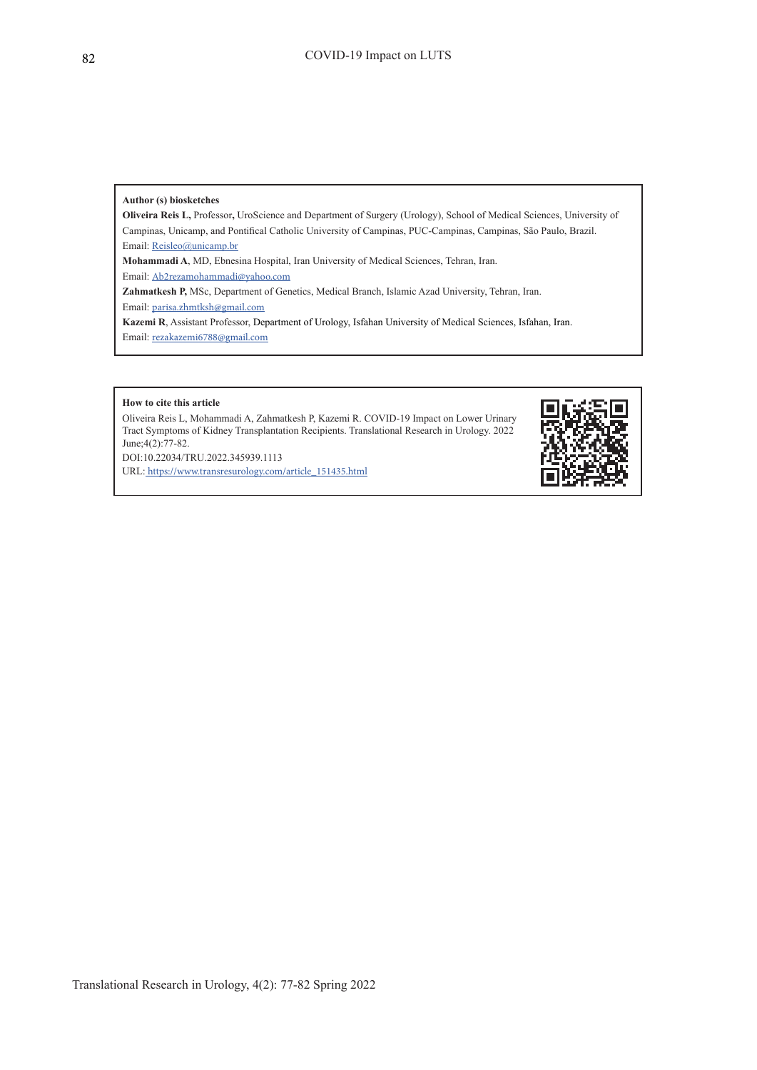**Author (s) biosketches**

**Oliveira Reis L,** Professor**,** UroScience and Department of Surgery (Urology), School of Medical Sciences, University of Campinas, Unicamp, and Pontifical Catholic University of Campinas, PUC-Campinas, Campinas, São Paulo, Brazil.
Email: Reisleo@unicamp.br

**Mohammadi A**, MD, Ebnesina Hospital, Iran University of Medical Sciences, Tehran, Iran.
Email: Ab2rezamohammadi@yahoo.com

**Zahmatkesh P,** MSc, Department of Genetics, Medical Branch, Islamic Azad University, Tehran, Iran.
Email: parisa.zhmtksh@gmail.com

**Kazemi R**, Assistant Professor, Department of Urology, Isfahan University of Medical Sciences, Isfahan, Iran.
Email: rezakazemi6788@gmail.com

**How to cite this article**

Oliveira Reis L, Mohammadi A, Zahmatkesh P, Kazemi R. COVID-19 Impact on Lower Urinary Tract Symptoms of Kidney Transplantation Recipients. Translational Research in Urology. 2022 June;4(2):77-82.
DOI:10.22034/TRU.2022.345939.1113
URL: https://www.transresurology.com/article_151435.html